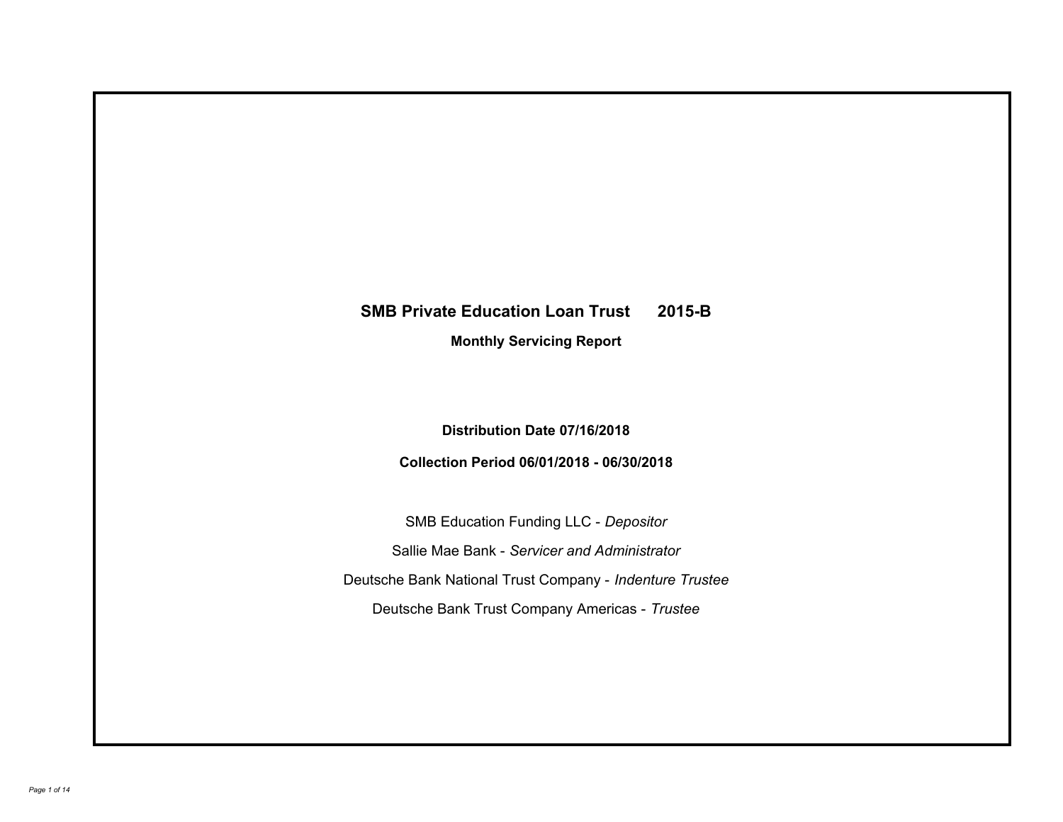# SMB Private Education Loan Trust 2015-B

## Monthly Servicing Report

**Distribution Date 07/16/2018**

**Collection Period 06/01/2018 - 06/30/2018**

SMB Education Funding LLC - *Depositor*

Sallie Mae Bank - *Servicer and Administrator*

Deutsche Bank National Trust Company - *Indenture Trustee*

Deutsche Bank Trust Company Americas - *Trustee*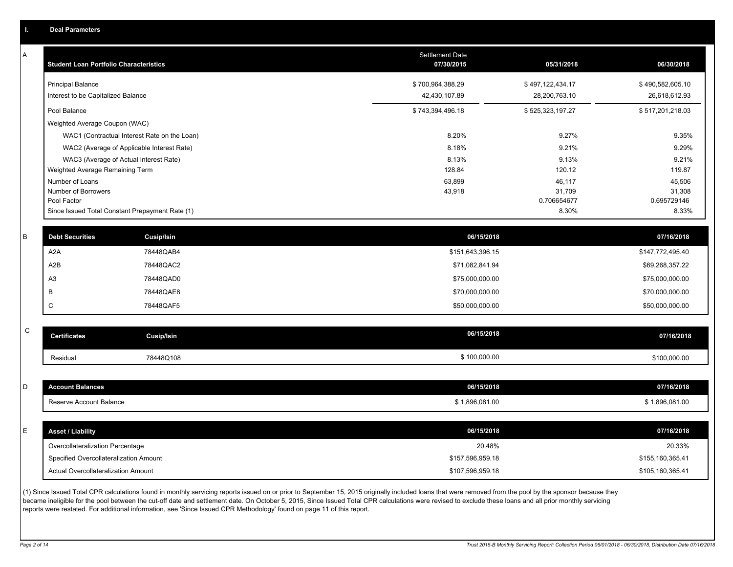## I. Deal Parameters

### A

| Student Loan Portfolio Characteristics | Settlement Date 07/30/2015 | 05/31/2018 | 06/30/2018 |
|---|---|---|---|
| Principal Balance | $ 700,964,388.29 | $ 497,122,434.17 | $ 490,582,605.10 |
| Interest to be Capitalized Balance | 42,430,107.89 | 28,200,763.10 | 26,618,612.93 |
| Pool Balance | $ 743,394,496.18 | $ 525,323,197.27 | $ 517,201,218.03 |
| Weighted Average Coupon (WAC) | | | |
| WAC1 (Contractual Interest Rate on the Loan) | 8.20% | 9.27% | 9.35% |
| WAC2 (Average of Applicable Interest Rate) | 8.18% | 9.21% | 9.29% |
| WAC3 (Average of Actual Interest Rate) | 8.13% | 9.13% | 9.21% |
| Weighted Average Remaining Term | 128.84 | 120.12 | 119.87 |
| Number of Loans | 63,899 | 46,117 | 45,506 |
| Number of Borrowers | 43,918 | 31,709 | 31,308 |
| Pool Factor | | 0.706654677 | 0.695729146 |
| Since Issued Total Constant Prepayment Rate (1) | | 8.30% | 8.33% |

### B

| Debt Securities | Cusip/Isin | 06/15/2018 | 07/16/2018 |
|---|---|---|---|
| A2A | 78448QAB4 | $151,643,396.15 | $147,772,495.40 |
| A2B | 78448QAC2 | $71,082,841.94 | $69,268,357.22 |
| A3 | 78448QAD0 | $75,000,000.00 | $75,000,000.00 |
| B | 78448QAE8 | $70,000,000.00 | $70,000,000.00 |
| C | 78448QAF5 | $50,000,000.00 | $50,000,000.00 |

### C

| Certificates | Cusip/Isin | 06/15/2018 | 07/16/2018 |
|---|---|---|---|
| Residual | 78448Q108 | $ 100,000.00 | $100,000.00 |

### D

| Account Balances | 06/15/2018 | 07/16/2018 |
|---|---|---|
| Reserve Account Balance | $ 1,896,081.00 | $ 1,896,081.00 |

### E

| Asset / Liability | 06/15/2018 | 07/16/2018 |
|---|---|---|
| Overcollateralization Percentage | 20.48% | 20.33% |
| Specified Overcollateralization Amount | $157,596,959.18 | $155,160,365.41 |
| Actual Overcollateralization Amount | $107,596,959.18 | $105,160,365.41 |

(1) Since Issued Total CPR calculations found in monthly servicing reports issued on or prior to September 15, 2015 originally included loans that were removed from the pool by the sponsor because they became ineligible for the pool between the cut-off date and settlement date. On October 5, 2015, Since Issued Total CPR calculations were revised to exclude these loans and all prior monthly servicing reports were restated. For additional information, see 'Since Issued CPR Methodology' found on page 11 of this report.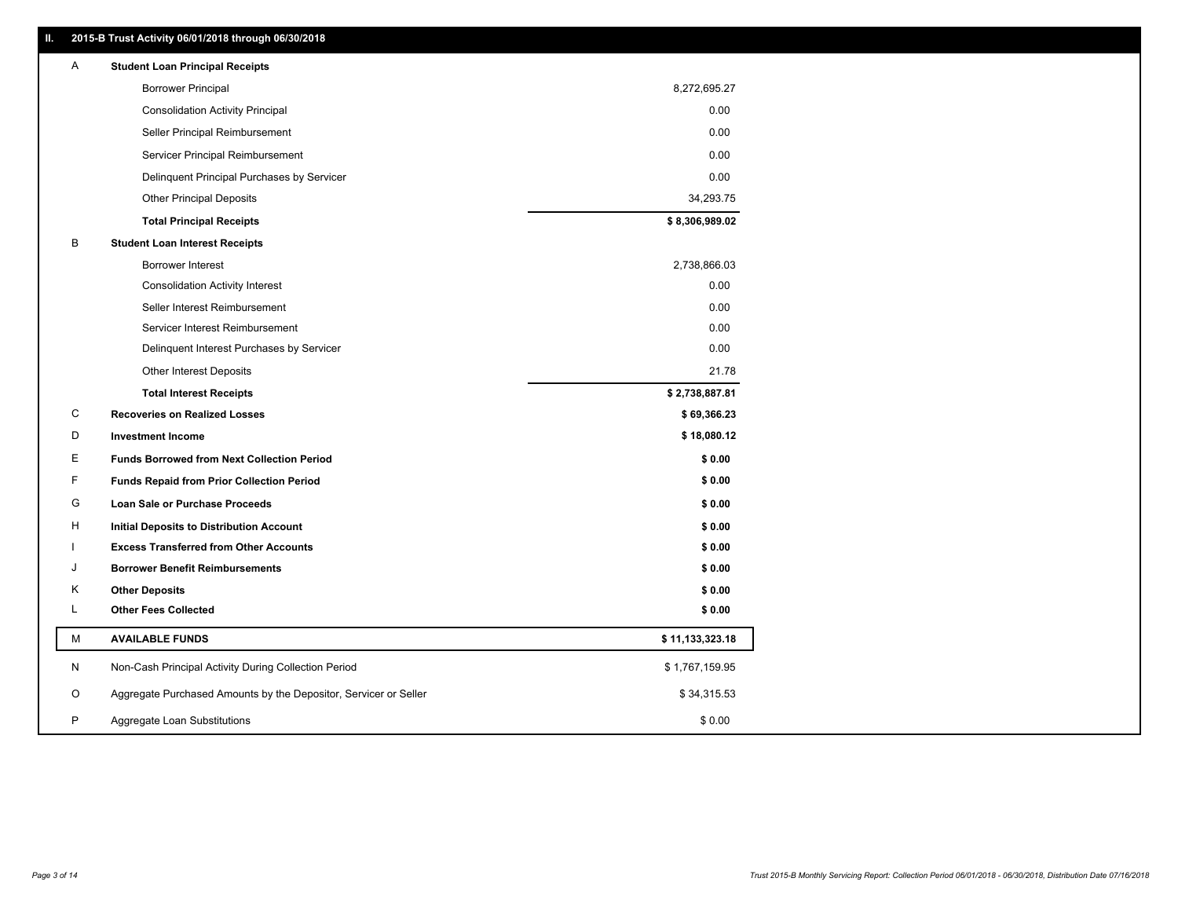## II. 2015-B Trust Activity 06/01/2018 through 06/30/2018

| | | |
|---|---|---|
| A | **Student Loan Principal Receipts** | |
| | Borrower Principal | 8,272,695.27 |
| | Consolidation Activity Principal | 0.00 |
| | Seller Principal Reimbursement | 0.00 |
| | Servicer Principal Reimbursement | 0.00 |
| | Delinquent Principal Purchases by Servicer | 0.00 |
| | Other Principal Deposits | 34,293.75 |
| | **Total Principal Receipts** | **$ 8,306,989.02** |
| B | **Student Loan Interest Receipts** | |
| | Borrower Interest | 2,738,866.03 |
| | Consolidation Activity Interest | 0.00 |
| | Seller Interest Reimbursement | 0.00 |
| | Servicer Interest Reimbursement | 0.00 |
| | Delinquent Interest Purchases by Servicer | 0.00 |
| | Other Interest Deposits | 21.78 |
| | **Total Interest Receipts** | **$ 2,738,887.81** |
| C | **Recoveries on Realized Losses** | **$ 69,366.23** |
| D | **Investment Income** | **$ 18,080.12** |
| E | **Funds Borrowed from Next Collection Period** | **$ 0.00** |
| F | **Funds Repaid from Prior Collection Period** | **$ 0.00** |
| G | **Loan Sale or Purchase Proceeds** | **$ 0.00** |
| H | **Initial Deposits to Distribution Account** | **$ 0.00** |
| I | **Excess Transferred from Other Accounts** | **$ 0.00** |
| J | **Borrower Benefit Reimbursements** | **$ 0.00** |
| K | **Other Deposits** | **$ 0.00** |
| L | **Other Fees Collected** | **$ 0.00** |
| M | **AVAILABLE FUNDS** | **$ 11,133,323.18** |
| N | Non-Cash Principal Activity During Collection Period | $ 1,767,159.95 |
| O | Aggregate Purchased Amounts by the Depositor, Servicer or Seller | $ 34,315.53 |
| P | Aggregate Loan Substitutions | $ 0.00 |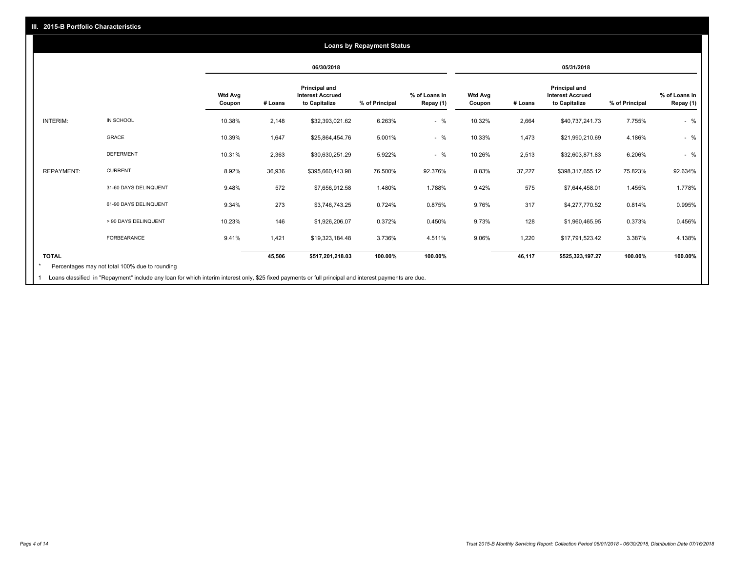## III. 2015-B Portfolio Characteristics

### Loans by Repayment Status

| | | 06/30/2018 | | | | | 05/31/2018 | | | | |
|---|---|---|---|---|---|---|---|---|---|---|---|
| | | Wtd Avg Coupon | # Loans | Principal and Interest Accrued to Capitalize | % of Principal | % of Loans in Repay (1) | Wtd Avg Coupon | # Loans | Principal and Interest Accrued to Capitalize | % of Principal | % of Loans in Repay (1) |
| INTERIM: | IN SCHOOL | 10.38% | 2,148 | $32,393,021.62 | 6.263% | - % | 10.32% | 2,664 | $40,737,241.73 | 7.755% | - % |
| | GRACE | 10.39% | 1,647 | $25,864,454.76 | 5.001% | - % | 10.33% | 1,473 | $21,990,210.69 | 4.186% | - % |
| | DEFERMENT | 10.31% | 2,363 | $30,630,251.29 | 5.922% | - % | 10.26% | 2,513 | $32,603,871.83 | 6.206% | - % |
| REPAYMENT: | CURRENT | 8.92% | 36,936 | $395,660,443.98 | 76.500% | 92.376% | 8.83% | 37,227 | $398,317,655.12 | 75.823% | 92.634% |
| | 31-60 DAYS DELINQUENT | 9.48% | 572 | $7,656,912.58 | 1.480% | 1.788% | 9.42% | 575 | $7,644,458.01 | 1.455% | 1.778% |
| | 61-90 DAYS DELINQUENT | 9.34% | 273 | $3,746,743.25 | 0.724% | 0.875% | 9.76% | 317 | $4,277,770.52 | 0.814% | 0.995% |
| | > 90 DAYS DELINQUENT | 10.23% | 146 | $1,926,206.07 | 0.372% | 0.450% | 9.73% | 128 | $1,960,465.95 | 0.373% | 0.456% |
| | FORBEARANCE | 9.41% | 1,421 | $19,323,184.48 | 3.736% | 4.511% | 9.06% | 1,220 | $17,791,523.42 | 3.387% | 4.138% |
| **TOTAL** | | | **45,506** | **$517,201,218.03** | **100.00%** | **100.00%** | | **46,117** | **$525,323,197.27** | **100.00%** | **100.00%** |

\* Percentages may not total 100% due to rounding

1 Loans classified in "Repayment" include any loan for which interim interest only, $25 fixed payments or full principal and interest payments are due.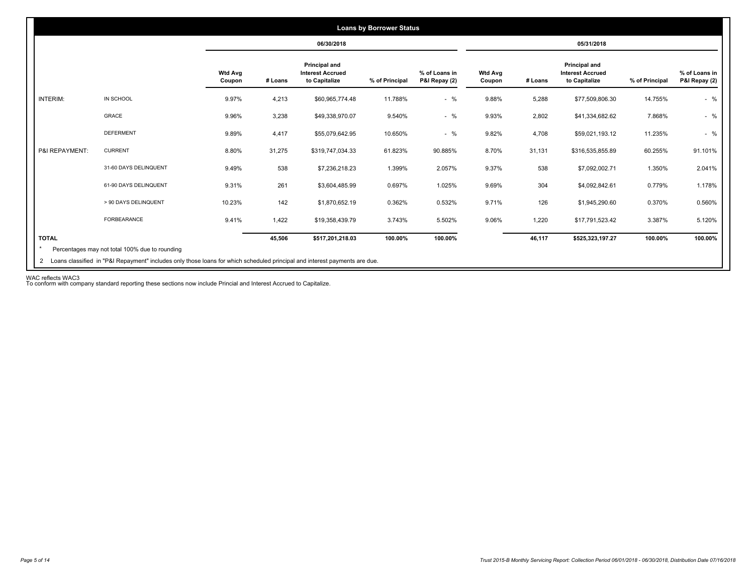## Loans by Borrower Status

| | | 06/30/2018 | | | | | 05/31/2018 | | | | |
|---|---|---|---|---|---|---|---|---|---|---|---|
| | | Wtd Avg Coupon | # Loans | Principal and Interest Accrued to Capitalize | % of Principal | % of Loans in P&I Repay (2) | Wtd Avg Coupon | # Loans | Principal and Interest Accrued to Capitalize | % of Principal | % of Loans in P&I Repay (2) |
| INTERIM: | IN SCHOOL | 9.97% | 4,213 | $60,965,774.48 | 11.788% | - % | 9.88% | 5,288 | $77,509,806.30 | 14.755% | - % |
| | GRACE | 9.96% | 3,238 | $49,338,970.07 | 9.540% | - % | 9.93% | 2,802 | $41,334,682.62 | 7.868% | - % |
| | DEFERMENT | 9.89% | 4,417 | $55,079,642.95 | 10.650% | - % | 9.82% | 4,708 | $59,021,193.12 | 11.235% | - % |
| P&I REPAYMENT: | CURRENT | 8.80% | 31,275 | $319,747,034.33 | 61.823% | 90.885% | 8.70% | 31,131 | $316,535,855.89 | 60.255% | 91.101% |
| | 31-60 DAYS DELINQUENT | 9.49% | 538 | $7,236,218.23 | 1.399% | 2.057% | 9.37% | 538 | $7,092,002.71 | 1.350% | 2.041% |
| | 61-90 DAYS DELINQUENT | 9.31% | 261 | $3,604,485.99 | 0.697% | 1.025% | 9.69% | 304 | $4,092,842.61 | 0.779% | 1.178% |
| | > 90 DAYS DELINQUENT | 10.23% | 142 | $1,870,652.19 | 0.362% | 0.532% | 9.71% | 126 | $1,945,290.60 | 0.370% | 0.560% |
| | FORBEARANCE | 9.41% | 1,422 | $19,358,439.79 | 3.743% | 5.502% | 9.06% | 1,220 | $17,791,523.42 | 3.387% | 5.120% |
| **TOTAL** | | | **45,506** | **$517,201,218.03** | **100.00%** | **100.00%** | | **46,117** | **$525,323,197.27** | **100.00%** | **100.00%** |

* Percentages may not total 100% due to rounding

2 Loans classified in "P&I Repayment" includes only those loans for which scheduled principal and interest payments are due.

WAC reflects WAC3

To conform with company standard reporting these sections now include Princial and Interest Accrued to Capitalize.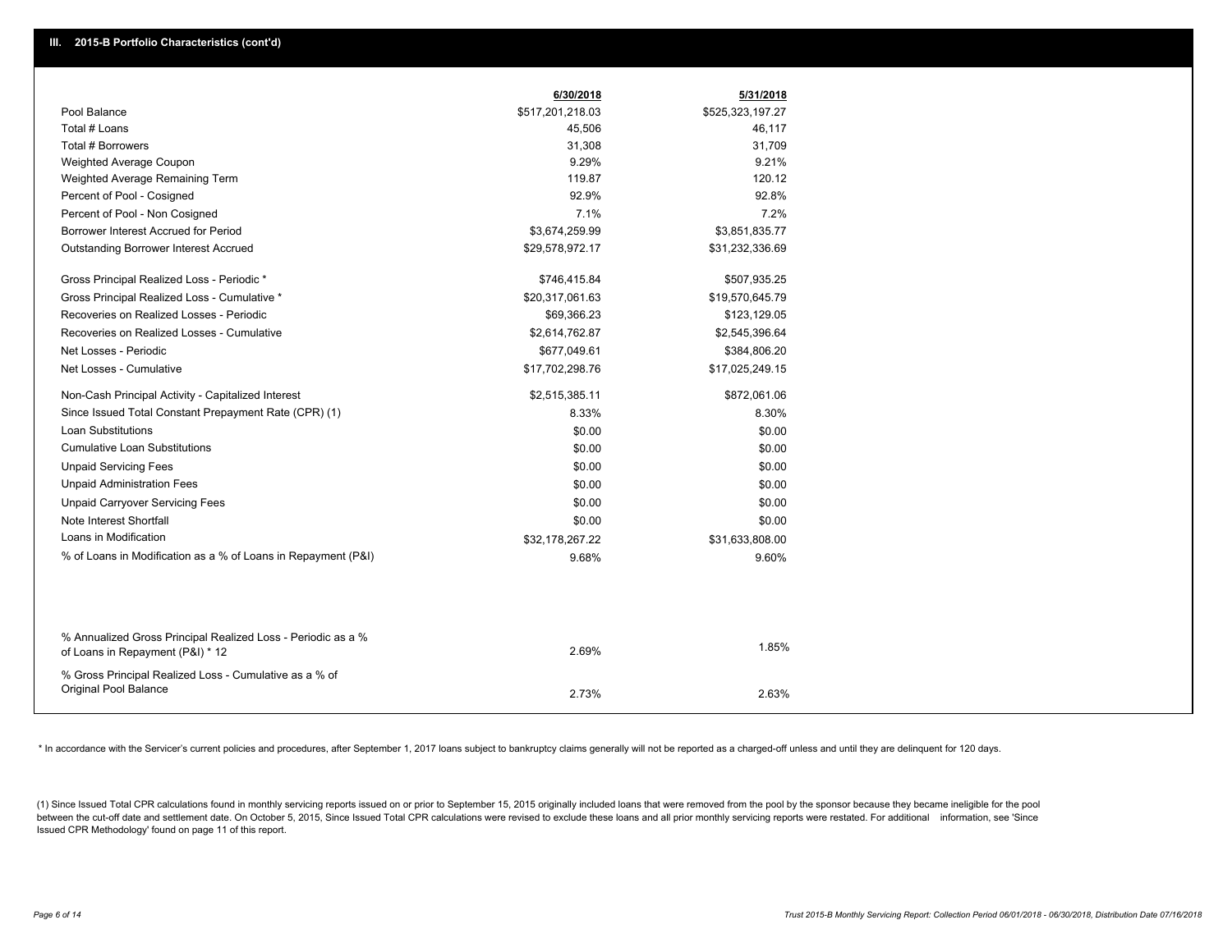## III. 2015-B Portfolio Characteristics (cont'd)

| | 6/30/2018 | 5/31/2018 |
|---|---|---|
| Pool Balance | $517,201,218.03 | $525,323,197.27 |
| Total # Loans | 45,506 | 46,117 |
| Total # Borrowers | 31,308 | 31,709 |
| Weighted Average Coupon | 9.29% | 9.21% |
| Weighted Average Remaining Term | 119.87 | 120.12 |
| Percent of Pool - Cosigned | 92.9% | 92.8% |
| Percent of Pool - Non Cosigned | 7.1% | 7.2% |
| Borrower Interest Accrued for Period | $3,674,259.99 | $3,851,835.77 |
| Outstanding Borrower Interest Accrued | $29,578,972.17 | $31,232,336.69 |
| Gross Principal Realized Loss - Periodic * | $746,415.84 | $507,935.25 |
| Gross Principal Realized Loss - Cumulative * | $20,317,061.63 | $19,570,645.79 |
| Recoveries on Realized Losses - Periodic | $69,366.23 | $123,129.05 |
| Recoveries on Realized Losses - Cumulative | $2,614,762.87 | $2,545,396.64 |
| Net Losses - Periodic | $677,049.61 | $384,806.20 |
| Net Losses - Cumulative | $17,702,298.76 | $17,025,249.15 |
| Non-Cash Principal Activity - Capitalized Interest | $2,515,385.11 | $872,061.06 |
| Since Issued Total Constant Prepayment Rate (CPR) (1) | 8.33% | 8.30% |
| Loan Substitutions | $0.00 | $0.00 |
| Cumulative Loan Substitutions | $0.00 | $0.00 |
| Unpaid Servicing Fees | $0.00 | $0.00 |
| Unpaid Administration Fees | $0.00 | $0.00 |
| Unpaid Carryover Servicing Fees | $0.00 | $0.00 |
| Note Interest Shortfall | $0.00 | $0.00 |
| Loans in Modification | $32,178,267.22 | $31,633,808.00 |
| % of Loans in Modification as a % of Loans in Repayment (P&I) | 9.68% | 9.60% |
| % Annualized Gross Principal Realized Loss - Periodic as a % of Loans in Repayment (P&I) * 12 | 2.69% | 1.85% |
| % Gross Principal Realized Loss - Cumulative as a % of Original Pool Balance | 2.73% | 2.63% |

\* In accordance with the Servicer's current policies and procedures, after September 1, 2017 loans subject to bankruptcy claims generally will not be reported as a charged-off unless and until they are delinquent for 120 days.

(1) Since Issued Total CPR calculations found in monthly servicing reports issued on or prior to September 15, 2015 originally included loans that were removed from the pool by the sponsor because they became ineligible for the pool between the cut-off date and settlement date. On October 5, 2015, Since Issued Total CPR calculations were revised to exclude these loans and all prior monthly servicing reports were restated. For additional information, see 'Since Issued CPR Methodology' found on page 11 of this report.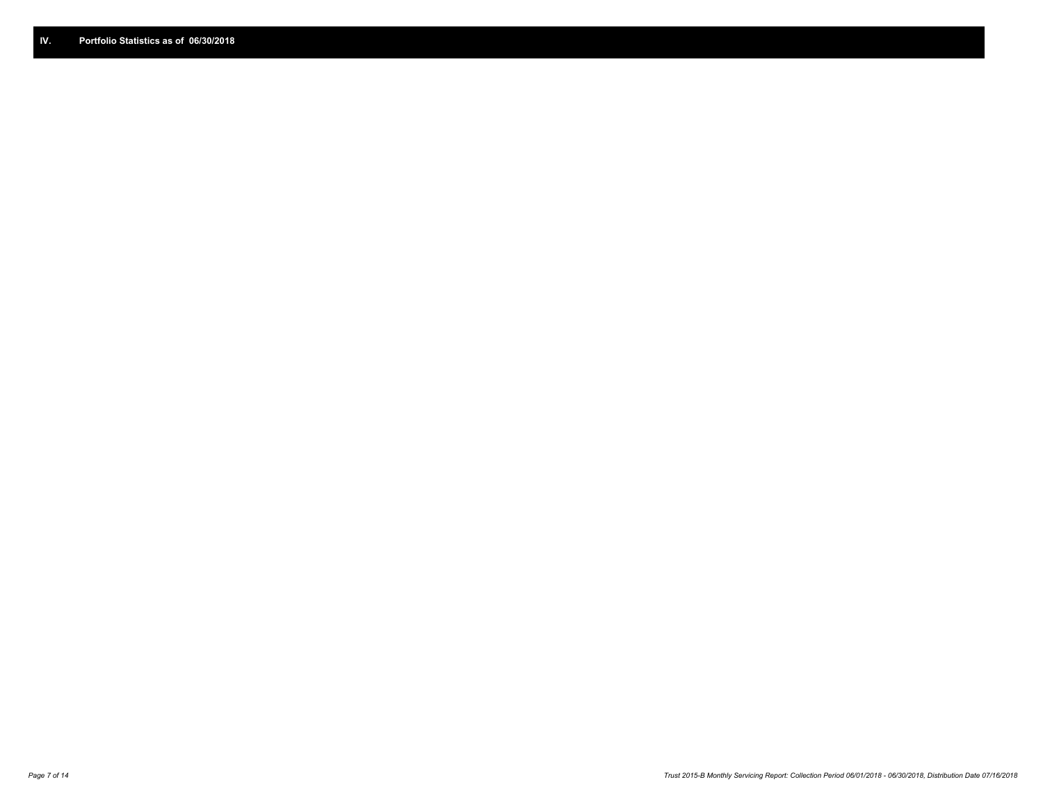## IV. Portfolio Statistics as of 06/30/2018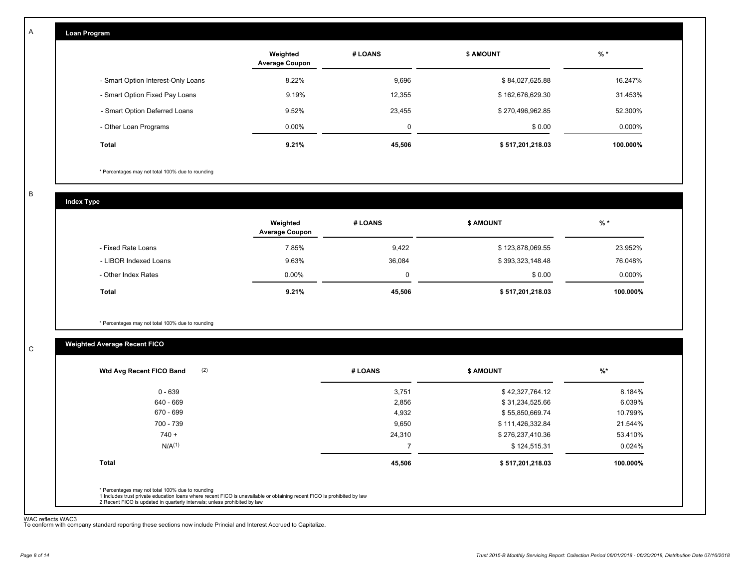A

## Loan Program

| | Weighted Average Coupon | # LOANS | $ AMOUNT | % * |
|---|---|---|---|---|
| - Smart Option Interest-Only Loans | 8.22% | 9,696 | $ 84,027,625.88 | 16.247% |
| - Smart Option Fixed Pay Loans | 9.19% | 12,355 | $ 162,676,629.30 | 31.453% |
| - Smart Option Deferred Loans | 9.52% | 23,455 | $ 270,496,962.85 | 52.300% |
| - Other Loan Programs | 0.00% | 0 | $ 0.00 | 0.000% |
| **Total** | **9.21%** | **45,506** | **$ 517,201,218.03** | **100.000%** |

* Percentages may not total 100% due to rounding

B

## Index Type

| | Weighted Average Coupon | # LOANS | $ AMOUNT | % * |
|---|---|---|---|---|
| - Fixed Rate Loans | 7.85% | 9,422 | $ 123,878,069.55 | 23.952% |
| - LIBOR Indexed Loans | 9.63% | 36,084 | $ 393,323,148.48 | 76.048% |
| - Other Index Rates | 0.00% | 0 | $ 0.00 | 0.000% |
| **Total** | **9.21%** | **45,506** | **$ 517,201,218.03** | **100.000%** |

* Percentages may not total 100% due to rounding

C

## Weighted Average Recent FICO

| Wtd Avg Recent FICO Band (2) | # LOANS | $ AMOUNT | %* |
|---|---|---|---|
| 0 - 639 | 3,751 | $ 42,327,764.12 | 8.184% |
| 640 - 669 | 2,856 | $ 31,234,525.66 | 6.039% |
| 670 - 699 | 4,932 | $ 55,850,669.74 | 10.799% |
| 700 - 739 | 9,650 | $ 111,426,332.84 | 21.544% |
| 740 + | 24,310 | $ 276,237,410.36 | 53.410% |
| N/A(1) | 7 | $ 124,515.31 | 0.024% |
| **Total** | **45,506** | **$ 517,201,218.03** | **100.000%** |

* Percentages may not total 100% due to rounding
1 Includes trust private education loans where recent FICO is unavailable or obtaining recent FICO is prohibited by law
2 Recent FICO is updated in quarterly intervals; unless prohibited by law

WAC reflects WAC3
To conform with company standard reporting these sections now include Princial and Interest Accrued to Capitalize.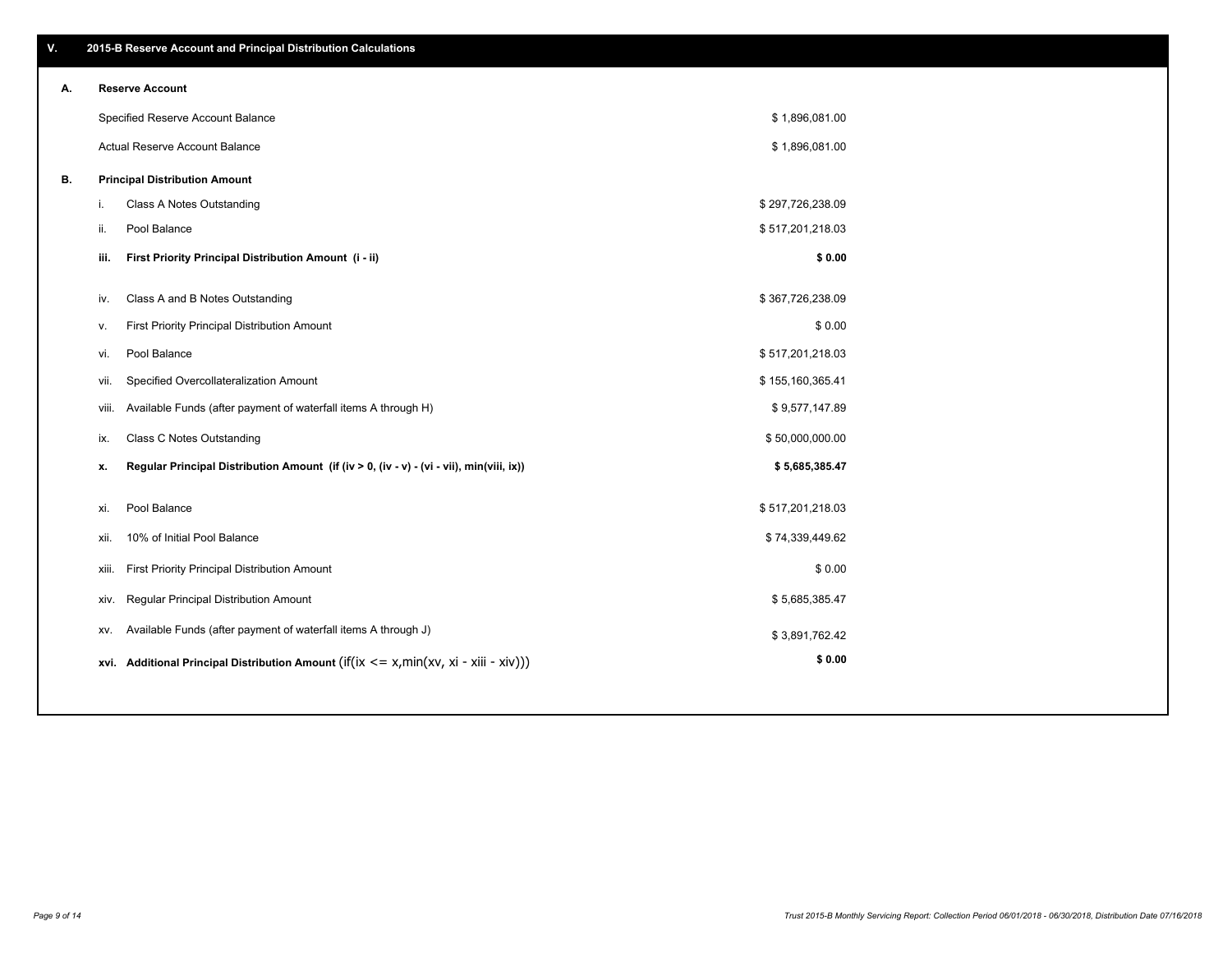## V. 2015-B Reserve Account and Principal Distribution Calculations

### A. Reserve Account

| | |
|---|---|
| Specified Reserve Account Balance | $ 1,896,081.00 |
| Actual Reserve Account Balance | $ 1,896,081.00 |

### B. Principal Distribution Amount

| | | |
|---|---|---|
| i. | Class A Notes Outstanding | $ 297,726,238.09 |
| ii. | Pool Balance | $ 517,201,218.03 |
| **iii.** | **First Priority Principal Distribution Amount (i - ii)** | **$ 0.00** |
| iv. | Class A and B Notes Outstanding | $ 367,726,238.09 |
| v. | First Priority Principal Distribution Amount | $ 0.00 |
| vi. | Pool Balance | $ 517,201,218.03 |
| vii. | Specified Overcollateralization Amount | $ 155,160,365.41 |
| viii. | Available Funds (after payment of waterfall items A through H) | $ 9,577,147.89 |
| ix. | Class C Notes Outstanding | $ 50,000,000.00 |
| **x.** | **Regular Principal Distribution Amount (if (iv > 0, (iv - v) - (vi - vii), min(viii, ix))** | **$ 5,685,385.47** |
| xi. | Pool Balance | $ 517,201,218.03 |
| xii. | 10% of Initial Pool Balance | $ 74,339,449.62 |
| xiii. | First Priority Principal Distribution Amount | $ 0.00 |
| xiv. | Regular Principal Distribution Amount | $ 5,685,385.47 |
| xv. | Available Funds (after payment of waterfall items A through J) | $ 3,891,762.42 |
| **xvi.** | **Additional Principal Distribution Amount** (if(ix <= x,min(xv, xi - xiii - xiv))) | **$ 0.00** |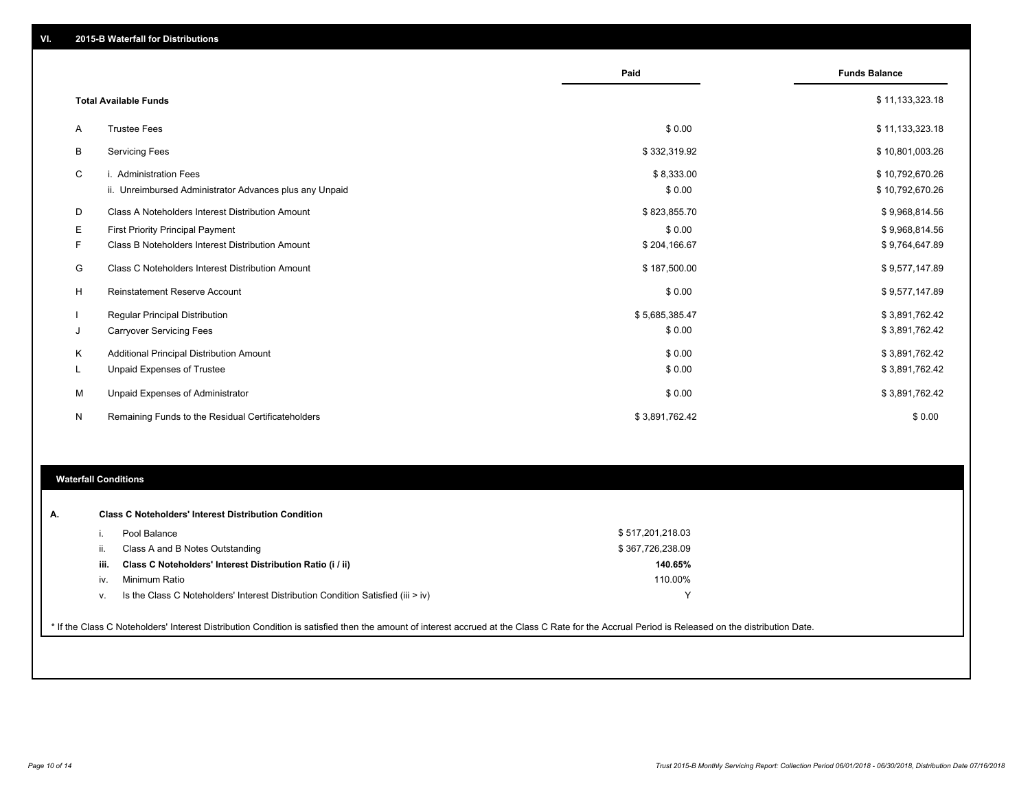## VI. 2015-B Waterfall for Distributions

| | | Paid | Funds Balance |
|---|---|---|---|
| | **Total Available Funds** | | $ 11,133,323.18 |
| A | Trustee Fees | $ 0.00 | $ 11,133,323.18 |
| B | Servicing Fees | $ 332,319.92 | $ 10,801,003.26 |
| C | i. Administration Fees | $ 8,333.00 | $ 10,792,670.26 |
| | ii. Unreimbursed Administrator Advances plus any Unpaid | $ 0.00 | $ 10,792,670.26 |
| D | Class A Noteholders Interest Distribution Amount | $ 823,855.70 | $ 9,968,814.56 |
| E | First Priority Principal Payment | $ 0.00 | $ 9,968,814.56 |
| F | Class B Noteholders Interest Distribution Amount | $ 204,166.67 | $ 9,764,647.89 |
| G | Class C Noteholders Interest Distribution Amount | $ 187,500.00 | $ 9,577,147.89 |
| H | Reinstatement Reserve Account | $ 0.00 | $ 9,577,147.89 |
| I | Regular Principal Distribution | $ 5,685,385.47 | $ 3,891,762.42 |
| J | Carryover Servicing Fees | $ 0.00 | $ 3,891,762.42 |
| K | Additional Principal Distribution Amount | $ 0.00 | $ 3,891,762.42 |
| L | Unpaid Expenses of Trustee | $ 0.00 | $ 3,891,762.42 |
| M | Unpaid Expenses of Administrator | $ 0.00 | $ 3,891,762.42 |
| N | Remaining Funds to the Residual Certificateholders | $ 3,891,762.42 | $ 0.00 |

### Waterfall Conditions

**A. Class C Noteholders' Interest Distribution Condition**

| | | |
|---|---|---|
| i. | Pool Balance | $ 517,201,218.03 |
| ii. | Class A and B Notes Outstanding | $ 367,726,238.09 |
| **iii.** | **Class C Noteholders' Interest Distribution Ratio (i / ii)** | **140.65%** |
| iv. | Minimum Ratio | 110.00% |
| v. | Is the Class C Noteholders' Interest Distribution Condition Satisfied (iii > iv) | Y |

* If the Class C Noteholders' Interest Distribution Condition is satisfied then the amount of interest accrued at the Class C Rate for the Accrual Period is Released on the distribution Date.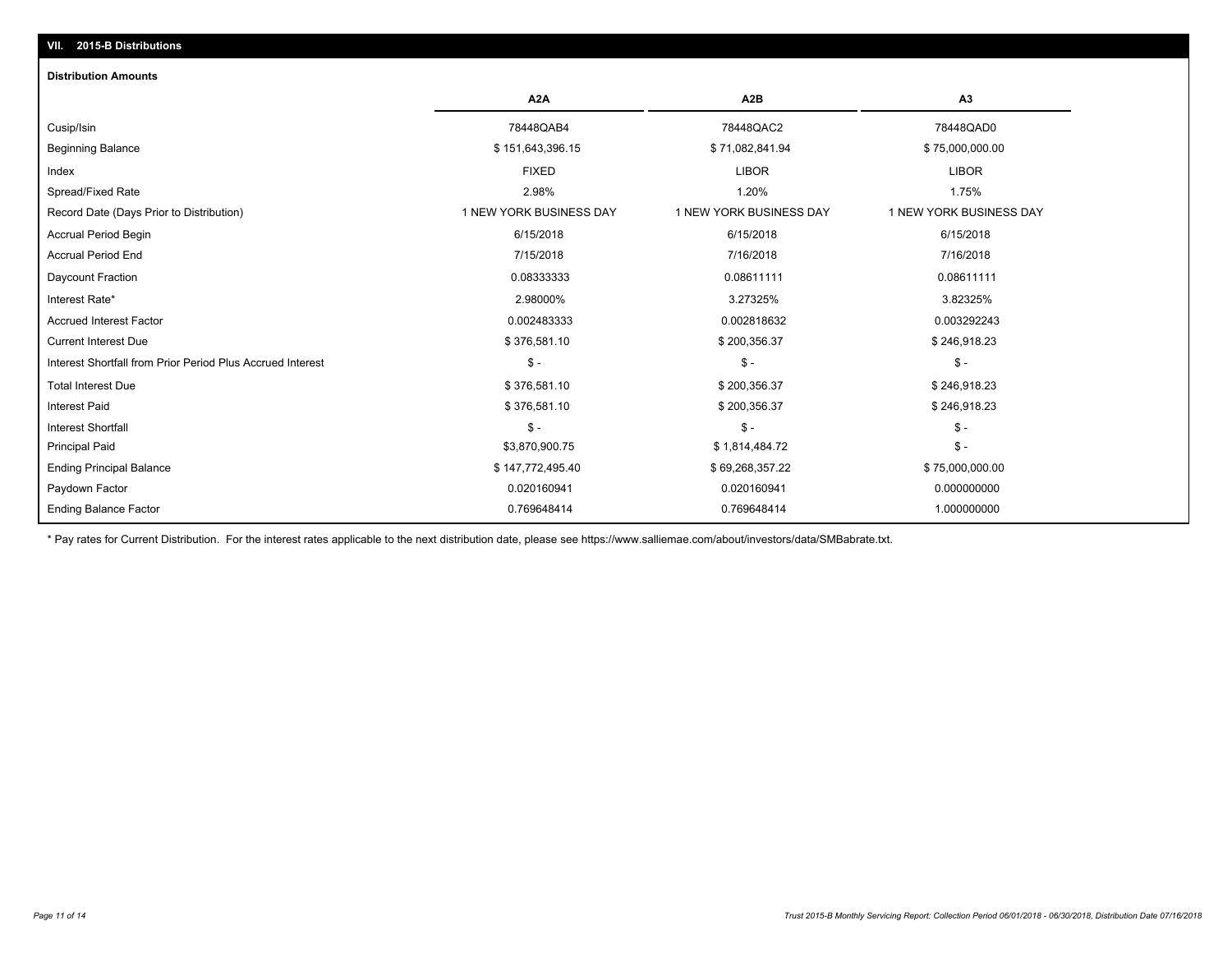## VII. 2015-B Distributions

### Distribution Amounts

| | A2A | A2B | A3 |
|---|---|---|---|
| Cusip/Isin | 78448QAB4 | 78448QAC2 | 78448QAD0 |
| Beginning Balance | $ 151,643,396.15 | $ 71,082,841.94 | $ 75,000,000.00 |
| Index | FIXED | LIBOR | LIBOR |
| Spread/Fixed Rate | 2.98% | 1.20% | 1.75% |
| Record Date (Days Prior to Distribution) | 1 NEW YORK BUSINESS DAY | 1 NEW YORK BUSINESS DAY | 1 NEW YORK BUSINESS DAY |
| Accrual Period Begin | 6/15/2018 | 6/15/2018 | 6/15/2018 |
| Accrual Period End | 7/15/2018 | 7/16/2018 | 7/16/2018 |
| Daycount Fraction | 0.08333333 | 0.08611111 | 0.08611111 |
| Interest Rate* | 2.98000% | 3.27325% | 3.82325% |
| Accrued Interest Factor | 0.002483333 | 0.002818632 | 0.003292243 |
| Current Interest Due | $ 376,581.10 | $ 200,356.37 | $ 246,918.23 |
| Interest Shortfall from Prior Period Plus Accrued Interest | $ - | $ - | $ - |
| Total Interest Due | $ 376,581.10 | $ 200,356.37 | $ 246,918.23 |
| Interest Paid | $ 376,581.10 | $ 200,356.37 | $ 246,918.23 |
| Interest Shortfall | $ - | $ - | $ - |
| Principal Paid | $3,870,900.75 | $ 1,814,484.72 | $ - |
| Ending Principal Balance | $ 147,772,495.40 | $ 69,268,357.22 | $ 75,000,000.00 |
| Paydown Factor | 0.020160941 | 0.020160941 | 0.000000000 |
| Ending Balance Factor | 0.769648414 | 0.769648414 | 1.000000000 |

* Pay rates for Current Distribution. For the interest rates applicable to the next distribution date, please see https://www.salliemae.com/about/investors/data/SMBabrate.txt.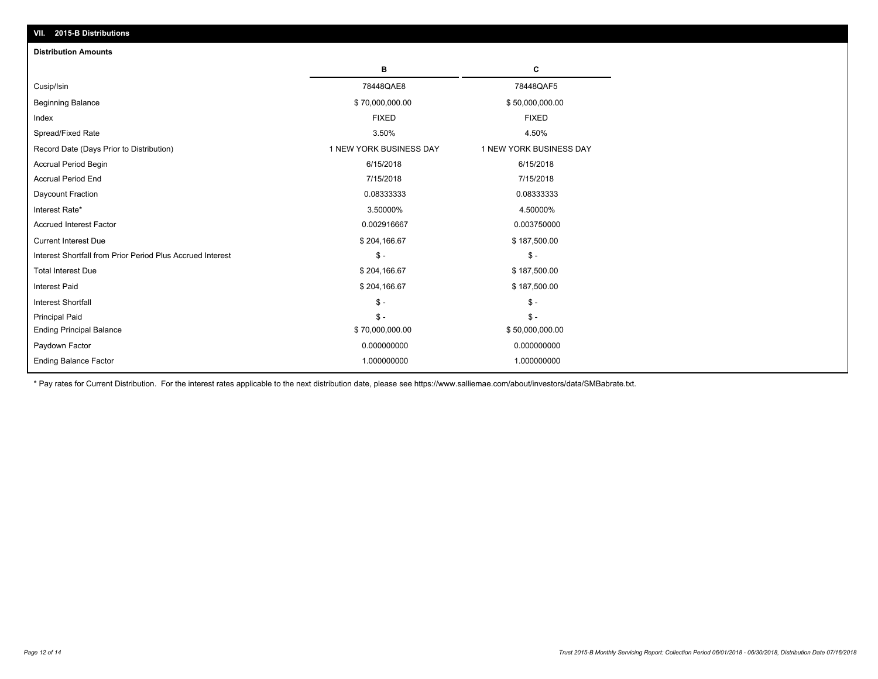## VII. 2015-B Distributions

### Distribution Amounts

| | B | C |
|---|---|---|
| Cusip/Isin | 78448QAE8 | 78448QAF5 |
| Beginning Balance | $ 70,000,000.00 | $ 50,000,000.00 |
| Index | FIXED | FIXED |
| Spread/Fixed Rate | 3.50% | 4.50% |
| Record Date (Days Prior to Distribution) | 1 NEW YORK BUSINESS DAY | 1 NEW YORK BUSINESS DAY |
| Accrual Period Begin | 6/15/2018 | 6/15/2018 |
| Accrual Period End | 7/15/2018 | 7/15/2018 |
| Daycount Fraction | 0.08333333 | 0.08333333 |
| Interest Rate* | 3.50000% | 4.50000% |
| Accrued Interest Factor | 0.002916667 | 0.003750000 |
| Current Interest Due | $ 204,166.67 | $ 187,500.00 |
| Interest Shortfall from Prior Period Plus Accrued Interest | $ - | $ - |
| Total Interest Due | $ 204,166.67 | $ 187,500.00 |
| Interest Paid | $ 204,166.67 | $ 187,500.00 |
| Interest Shortfall | $ - | $ - |
| Principal Paid | $ - | $ - |
| Ending Principal Balance | $ 70,000,000.00 | $ 50,000,000.00 |
| Paydown Factor | 0.000000000 | 0.000000000 |
| Ending Balance Factor | 1.000000000 | 1.000000000 |

* Pay rates for Current Distribution. For the interest rates applicable to the next distribution date, please see https://www.salliemae.com/about/investors/data/SMBabrate.txt.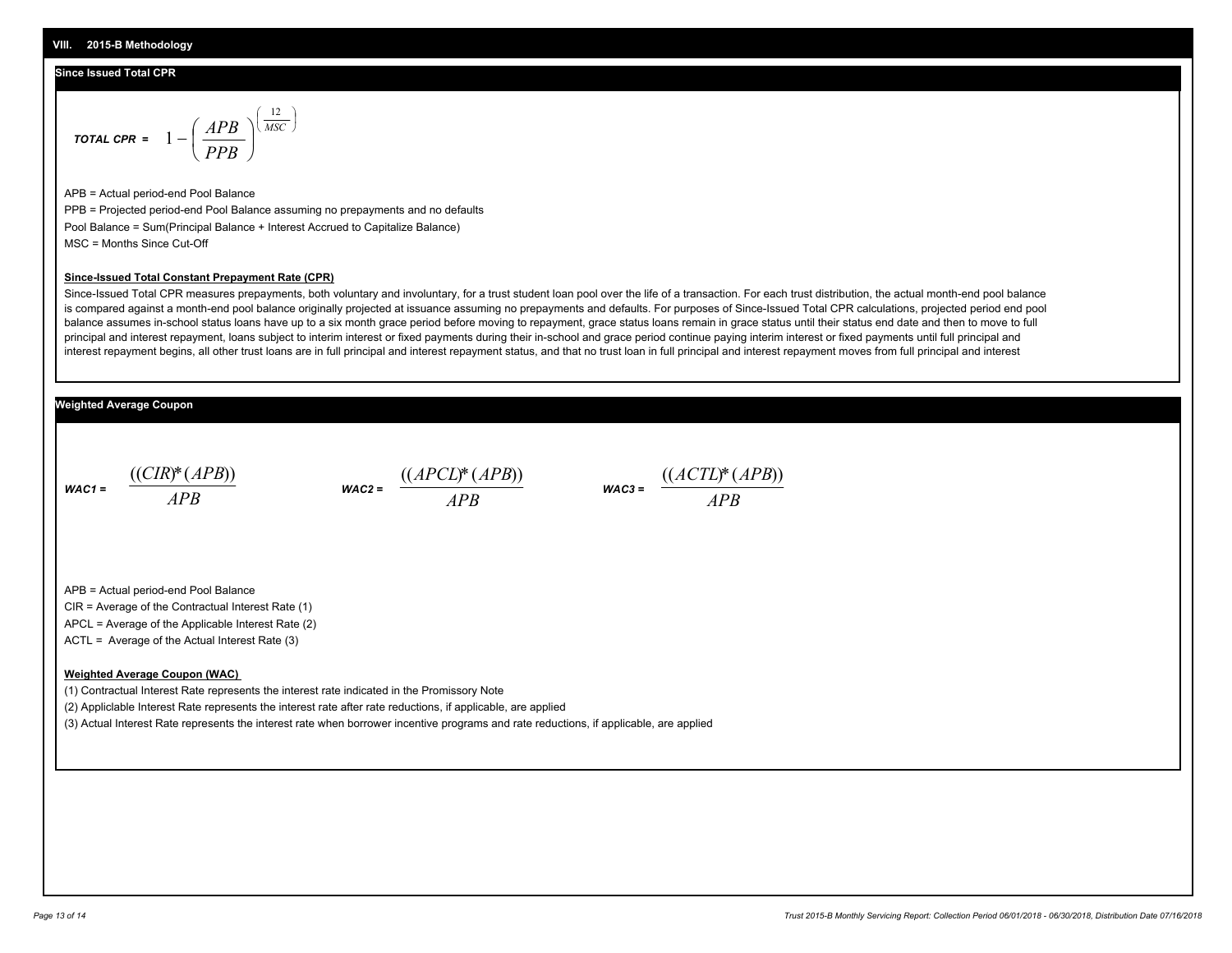## VIII. 2015-B Methodology

### Since Issued Total CPR

$$\textbf{TOTAL CPR} = 1 - \left( \frac{APB}{PPB} \right)^{\left( \frac{12}{MSC} \right)}$$

APB = Actual period-end Pool Balance

PPB = Projected period-end Pool Balance assuming no prepayments and no defaults

Pool Balance = Sum(Principal Balance + Interest Accrued to Capitalize Balance)

MSC = Months Since Cut-Off

**Since-Issued Total Constant Prepayment Rate (CPR)**

Since-Issued Total CPR measures prepayments, both voluntary and involuntary, for a trust student loan pool over the life of a transaction. For each trust distribution, the actual month-end pool balance is compared against a month-end pool balance originally projected at issuance assuming no prepayments and defaults. For purposes of Since-Issued Total CPR calculations, projected period end pool balance assumes in-school status loans have up to a six month grace period before moving to repayment, grace status loans remain in grace status until their status end date and then to move to full principal and interest repayment, loans subject to interim interest or fixed payments during their in-school and grace period continue paying interim interest or fixed payments until full principal and interest repayment begins, all other trust loans are in full principal and interest repayment status, and that no trust loan in full principal and interest repayment moves from full principal and interest

### Weighted Average Coupon

$$\textbf{WAC1} = \frac{((CIR)*(APB))}{APB} \qquad \textbf{WAC2} = \frac{((APCL)*(APB))}{APB} \qquad \textbf{WAC3} = \frac{((ACTL)*(APB))}{APB}$$

APB = Actual period-end Pool Balance

CIR = Average of the Contractual Interest Rate (1)

APCL = Average of the Applicable Interest Rate (2)

ACTL = Average of the Actual Interest Rate (3)

**Weighted Average Coupon (WAC)**

(1) Contractual Interest Rate represents the interest rate indicated in the Promissory Note

(2) Appliclable Interest Rate represents the interest rate after rate reductions, if applicable, are applied

(3) Actual Interest Rate represents the interest rate when borrower incentive programs and rate reductions, if applicable, are applied